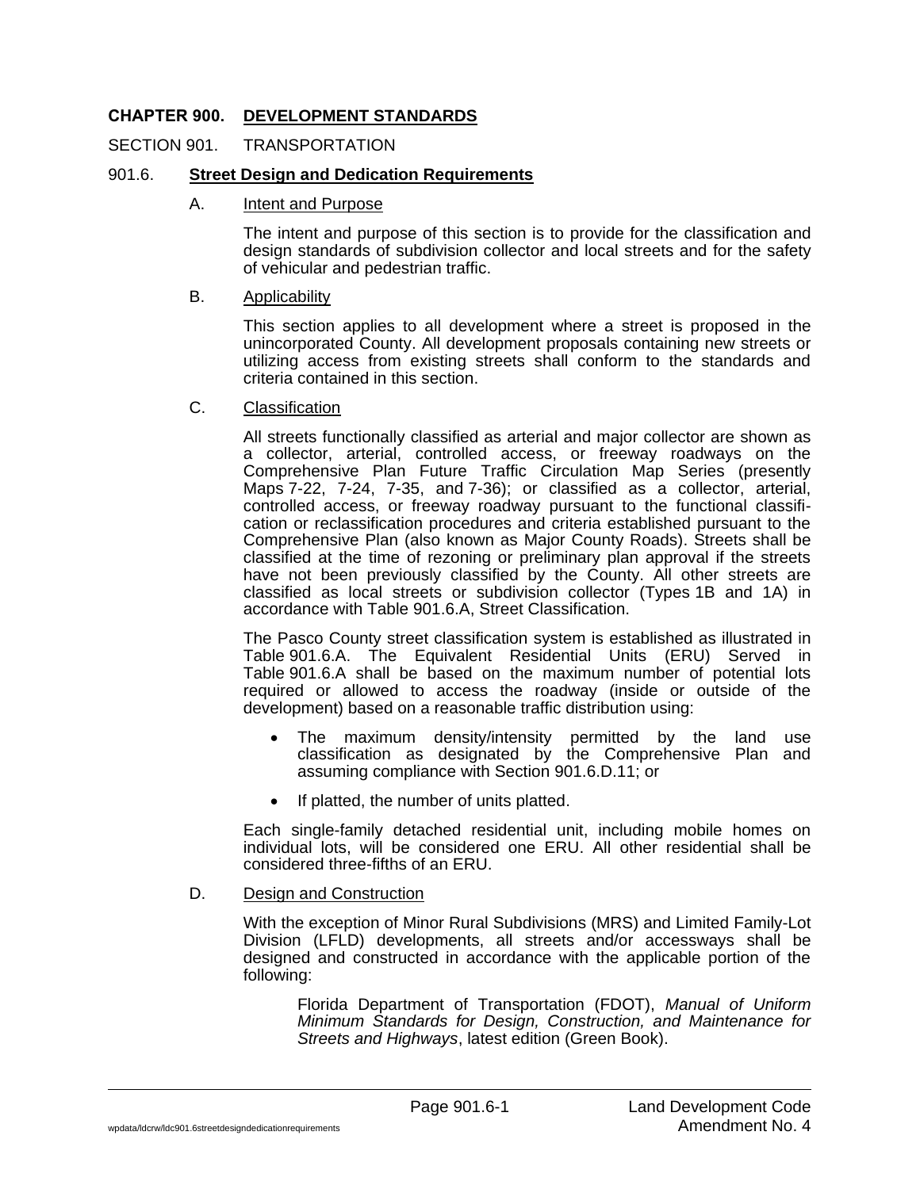# CHAPTER 900. DEVELOPMENT STANDARDS

## SECTION 901. TRANSPORTATION

### 901.6. Street Design and Dedication Requirements

#### A. Intent and Purpose

The intent and purpose of this section is to provide for the classification and design standards of subdivision collector and local streets and for the safety of vehicular and pedestrian traffic.

#### B. Applicability

This section applies to all development where a street is proposed in the unincorporated County. All development proposals containing new streets or utilizing access from existing streets shall conform to the standards and criteria contained in this section.

#### C. Classification

All streets functionally classified as arterial and major collector are shown as a collector, arterial, controlled access, or freeway roadways on the Comprehensive Plan Future Traffic Circulation Map Series (presently Maps 7-22, 7-24, 7-35, and 7-36); or classified as a collector, arterial, controlled access, or freeway roadway pursuant to the functional classification or reclassification procedures and criteria established pursuant to the Comprehensive Plan (also known as Major County Roads). Streets shall be classified at the time of rezoning or preliminary plan approval if the streets have not been previously classified by the County. All other streets are classified as local streets or subdivision collector (Types 1B and 1A) in accordance with Table 901.6.A, Street Classification.

The Pasco County street classification system is established as illustrated in Table 901.6.A. The Equivalent Residential Units (ERU) Served in Table 901.6.A shall be based on the maximum number of potential lots required or allowed to access the roadway (inside or outside of the development) based on a reasonable traffic distribution using:

- The maximum density/intensity permitted by the land use classification as designated by the Comprehensive Plan and assuming compliance with Section 901.6.D.11; or
- If platted, the number of units platted.

Each single-family detached residential unit, including mobile homes on individual lots, will be considered one ERU. All other residential shall be considered three-fifths of an ERU.

#### D. Design and Construction

With the exception of Minor Rural Subdivisions (MRS) and Limited Family-Lot Division (LFLD) developments, all streets and/or accessways shall be designed and constructed in accordance with the applicable portion of the following:

> Florida Department of Transportation (FDOT), *Manual of Uniform Minimum Standards for Design, Construction, and Maintenance for Streets and Highways*, latest edition (Green Book).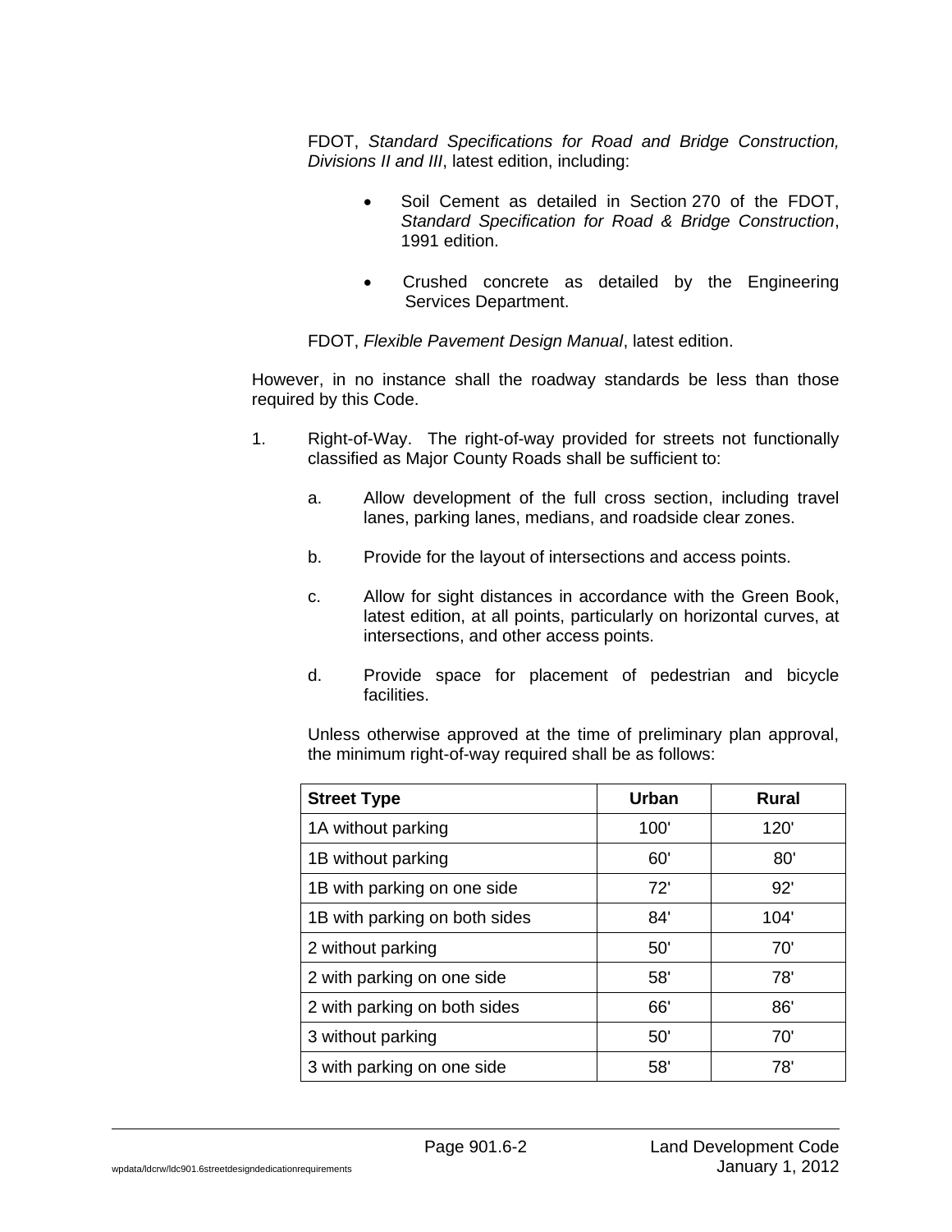FDOT, *Standard Specifications for Road and Bridge Construction, Divisions II and III*, latest edition, including:

- Soil Cement as detailed in Section 270 of the FDOT, *Standard Specification for Road & Bridge Construction*, 1991 edition.
- Crushed concrete as detailed by the Engineering Services Department.

FDOT, *Flexible Pavement Design Manual*, latest edition.

However, in no instance shall the roadway standards be less than those required by this Code.

1. Right-of-Way. The right-of-way provided for streets not functionally classified as Major County Roads shall be sufficient to:

   a. Allow development of the full cross section, including travel lanes, parking lanes, medians, and roadside clear zones.

   b. Provide for the layout of intersections and access points.

   c. Allow for sight distances in accordance with the Green Book, latest edition, at all points, particularly on horizontal curves, at intersections, and other access points.

   d. Provide space for placement of pedestrian and bicycle facilities.

   Unless otherwise approved at the time of preliminary plan approval, the minimum right-of-way required shall be as follows:

| Street Type | Urban | Rural |
|---|---|---|
| 1A without parking | 100' | 120' |
| 1B without parking | 60' | 80' |
| 1B with parking on one side | 72' | 92' |
| 1B with parking on both sides | 84' | 104' |
| 2 without parking | 50' | 70' |
| 2 with parking on one side | 58' | 78' |
| 2 with parking on both sides | 66' | 86' |
| 3 without parking | 50' | 70' |
| 3 with parking on one side | 58' | 78' |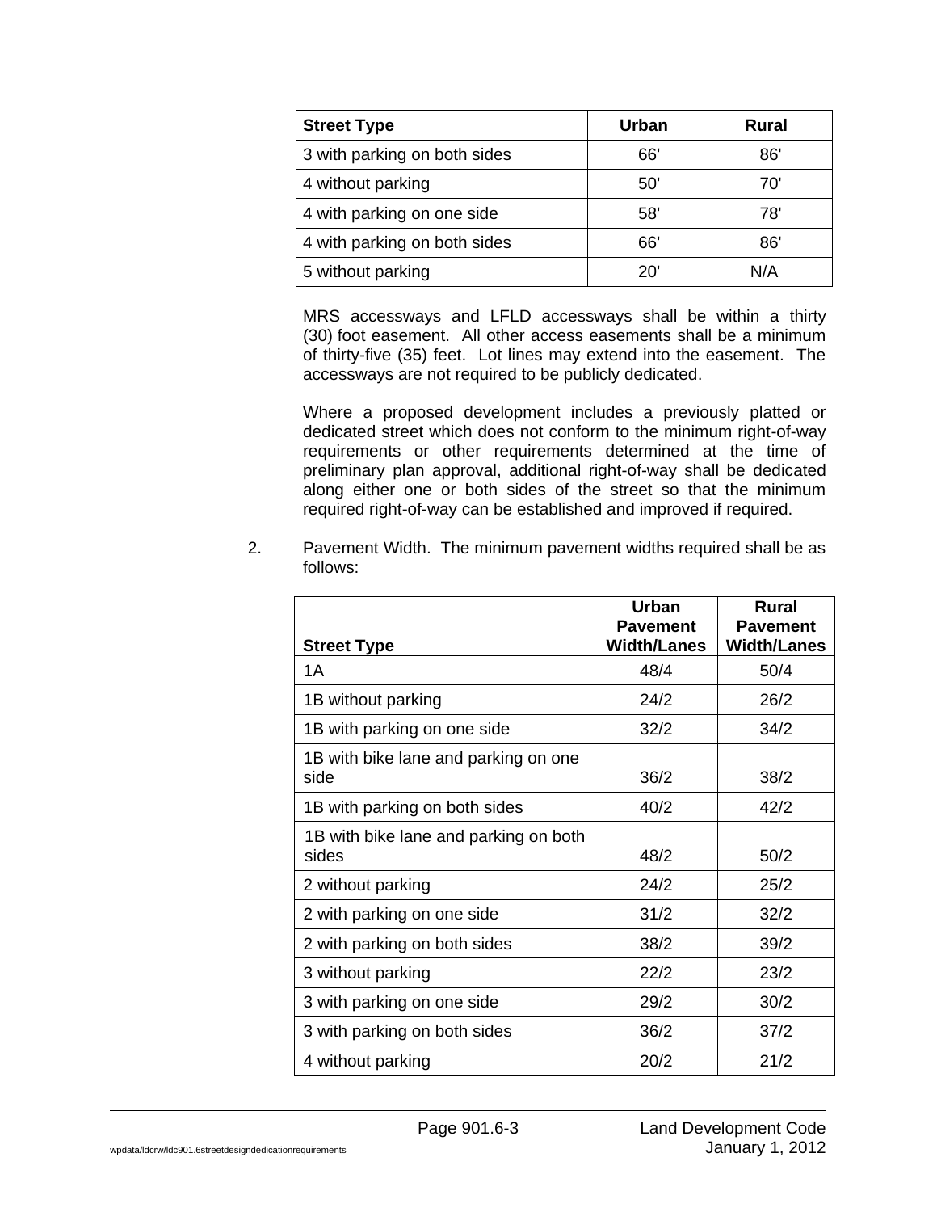| Street Type | Urban | Rural |
|---|---|---|
| 3 with parking on both sides | 66' | 86' |
| 4 without parking | 50' | 70' |
| 4 with parking on one side | 58' | 78' |
| 4 with parking on both sides | 66' | 86' |
| 5 without parking | 20' | N/A |

MRS accessways and LFLD accessways shall be within a thirty (30) foot easement. All other access easements shall be a minimum of thirty-five (35) feet. Lot lines may extend into the easement. The accessways are not required to be publicly dedicated.

Where a proposed development includes a previously platted or dedicated street which does not conform to the minimum right-of-way requirements or other requirements determined at the time of preliminary plan approval, additional right-of-way shall be dedicated along either one or both sides of the street so that the minimum required right-of-way can be established and improved if required.

2. Pavement Width. The minimum pavement widths required shall be as follows:

| Street Type | Urban Pavement Width/Lanes | Rural Pavement Width/Lanes |
|---|---|---|
| 1A | 48/4 | 50/4 |
| 1B without parking | 24/2 | 26/2 |
| 1B with parking on one side | 32/2 | 34/2 |
| 1B with bike lane and parking on one side | 36/2 | 38/2 |
| 1B with parking on both sides | 40/2 | 42/2 |
| 1B with bike lane and parking on both sides | 48/2 | 50/2 |
| 2 without parking | 24/2 | 25/2 |
| 2 with parking on one side | 31/2 | 32/2 |
| 2 with parking on both sides | 38/2 | 39/2 |
| 3 without parking | 22/2 | 23/2 |
| 3 with parking on one side | 29/2 | 30/2 |
| 3 with parking on both sides | 36/2 | 37/2 |
| 4 without parking | 20/2 | 21/2 |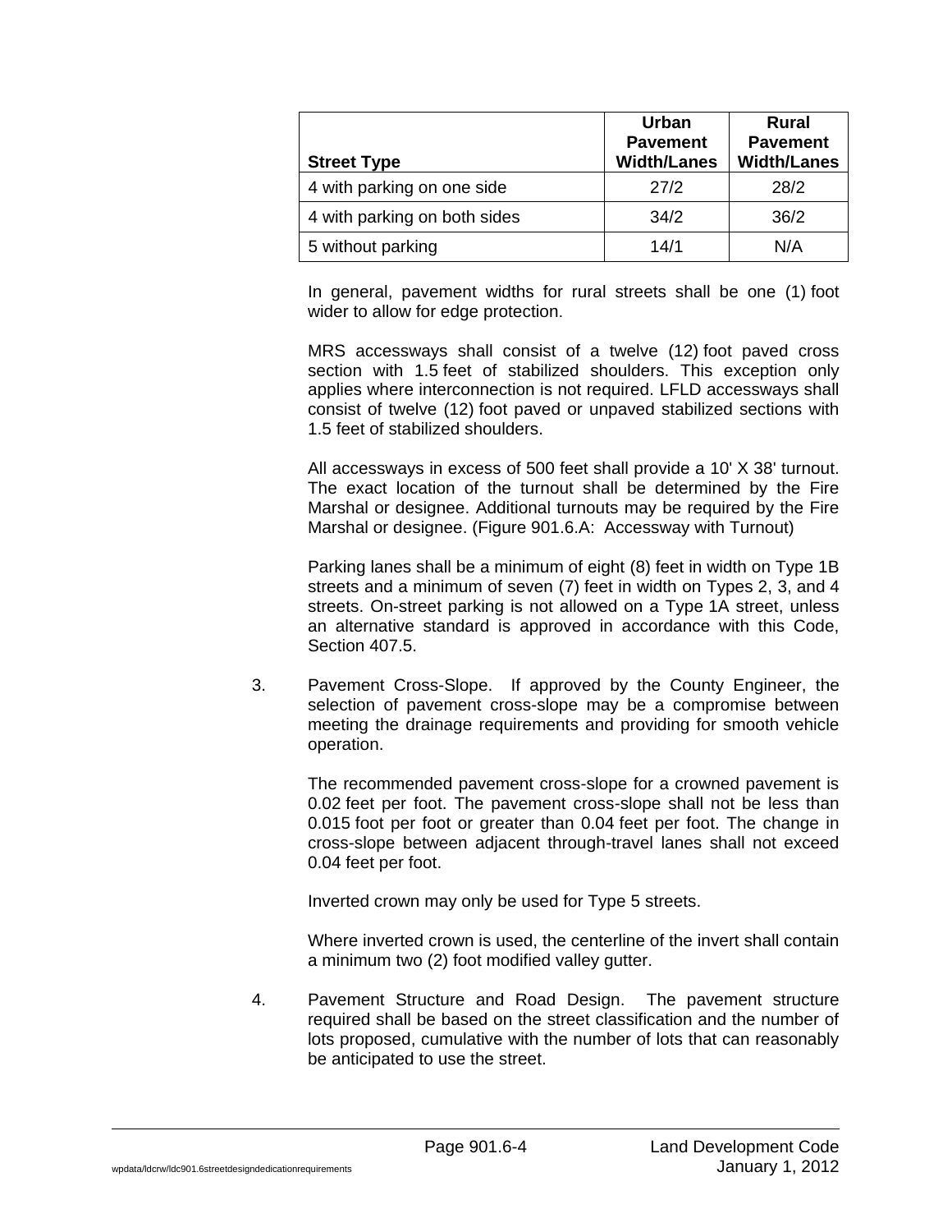| Street Type | Urban Pavement Width/Lanes | Rural Pavement Width/Lanes |
|---|---|---|
| 4 with parking on one side | 27/2 | 28/2 |
| 4 with parking on both sides | 34/2 | 36/2 |
| 5 without parking | 14/1 | N/A |

In general, pavement widths for rural streets shall be one (1) foot wider to allow for edge protection.

MRS accessways shall consist of a twelve (12) foot paved cross section with 1.5 feet of stabilized shoulders. This exception only applies where interconnection is not required. LFLD accessways shall consist of twelve (12) foot paved or unpaved stabilized sections with 1.5 feet of stabilized shoulders.

All accessways in excess of 500 feet shall provide a 10' X 38' turnout. The exact location of the turnout shall be determined by the Fire Marshal or designee. Additional turnouts may be required by the Fire Marshal or designee. (Figure 901.6.A: Accessway with Turnout)

Parking lanes shall be a minimum of eight (8) feet in width on Type 1B streets and a minimum of seven (7) feet in width on Types 2, 3, and 4 streets. On-street parking is not allowed on a Type 1A street, unless an alternative standard is approved in accordance with this Code, Section 407.5.

3. Pavement Cross-Slope. If approved by the County Engineer, the selection of pavement cross-slope may be a compromise between meeting the drainage requirements and providing for smooth vehicle operation.

   The recommended pavement cross-slope for a crowned pavement is 0.02 feet per foot. The pavement cross-slope shall not be less than 0.015 foot per foot or greater than 0.04 feet per foot. The change in cross-slope between adjacent through-travel lanes shall not exceed 0.04 feet per foot.

   Inverted crown may only be used for Type 5 streets.

   Where inverted crown is used, the centerline of the invert shall contain a minimum two (2) foot modified valley gutter.

4. Pavement Structure and Road Design. The pavement structure required shall be based on the street classification and the number of lots proposed, cumulative with the number of lots that can reasonably be anticipated to use the street.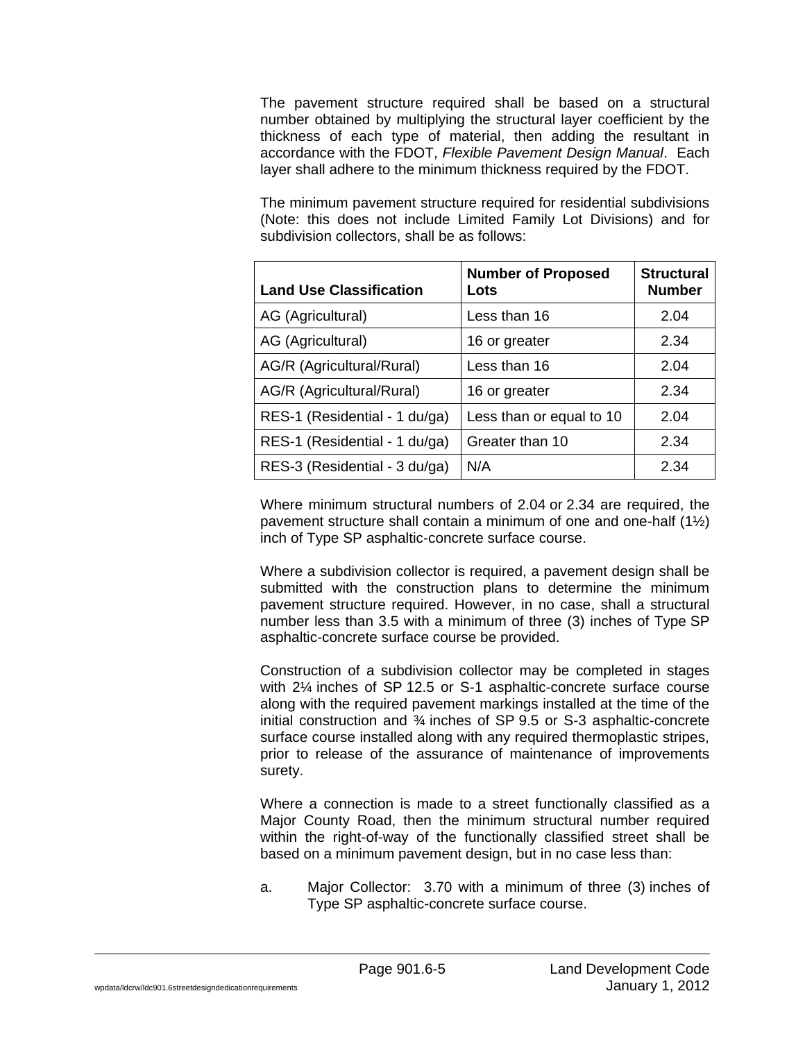The pavement structure required shall be based on a structural number obtained by multiplying the structural layer coefficient by the thickness of each type of material, then adding the resultant in accordance with the FDOT, *Flexible Pavement Design Manual*. Each layer shall adhere to the minimum thickness required by the FDOT.

The minimum pavement structure required for residential subdivisions (Note: this does not include Limited Family Lot Divisions) and for subdivision collectors, shall be as follows:

| Land Use Classification | Number of Proposed Lots | Structural Number |
|---|---|---|
| AG (Agricultural) | Less than 16 | 2.04 |
| AG (Agricultural) | 16 or greater | 2.34 |
| AG/R (Agricultural/Rural) | Less than 16 | 2.04 |
| AG/R (Agricultural/Rural) | 16 or greater | 2.34 |
| RES-1 (Residential - 1 du/ga) | Less than or equal to 10 | 2.04 |
| RES-1 (Residential - 1 du/ga) | Greater than 10 | 2.34 |
| RES-3 (Residential - 3 du/ga) | N/A | 2.34 |

Where minimum structural numbers of 2.04 or 2.34 are required, the pavement structure shall contain a minimum of one and one-half (1½) inch of Type SP asphaltic-concrete surface course.

Where a subdivision collector is required, a pavement design shall be submitted with the construction plans to determine the minimum pavement structure required. However, in no case, shall a structural number less than 3.5 with a minimum of three (3) inches of Type SP asphaltic-concrete surface course be provided.

Construction of a subdivision collector may be completed in stages with 2¼ inches of SP 12.5 or S-1 asphaltic-concrete surface course along with the required pavement markings installed at the time of the initial construction and ¾ inches of SP 9.5 or S-3 asphaltic-concrete surface course installed along with any required thermoplastic stripes, prior to release of the assurance of maintenance of improvements surety.

Where a connection is made to a street functionally classified as a Major County Road, then the minimum structural number required within the right-of-way of the functionally classified street shall be based on a minimum pavement design, but in no case less than:

a. Major Collector: 3.70 with a minimum of three (3) inches of Type SP asphaltic-concrete surface course.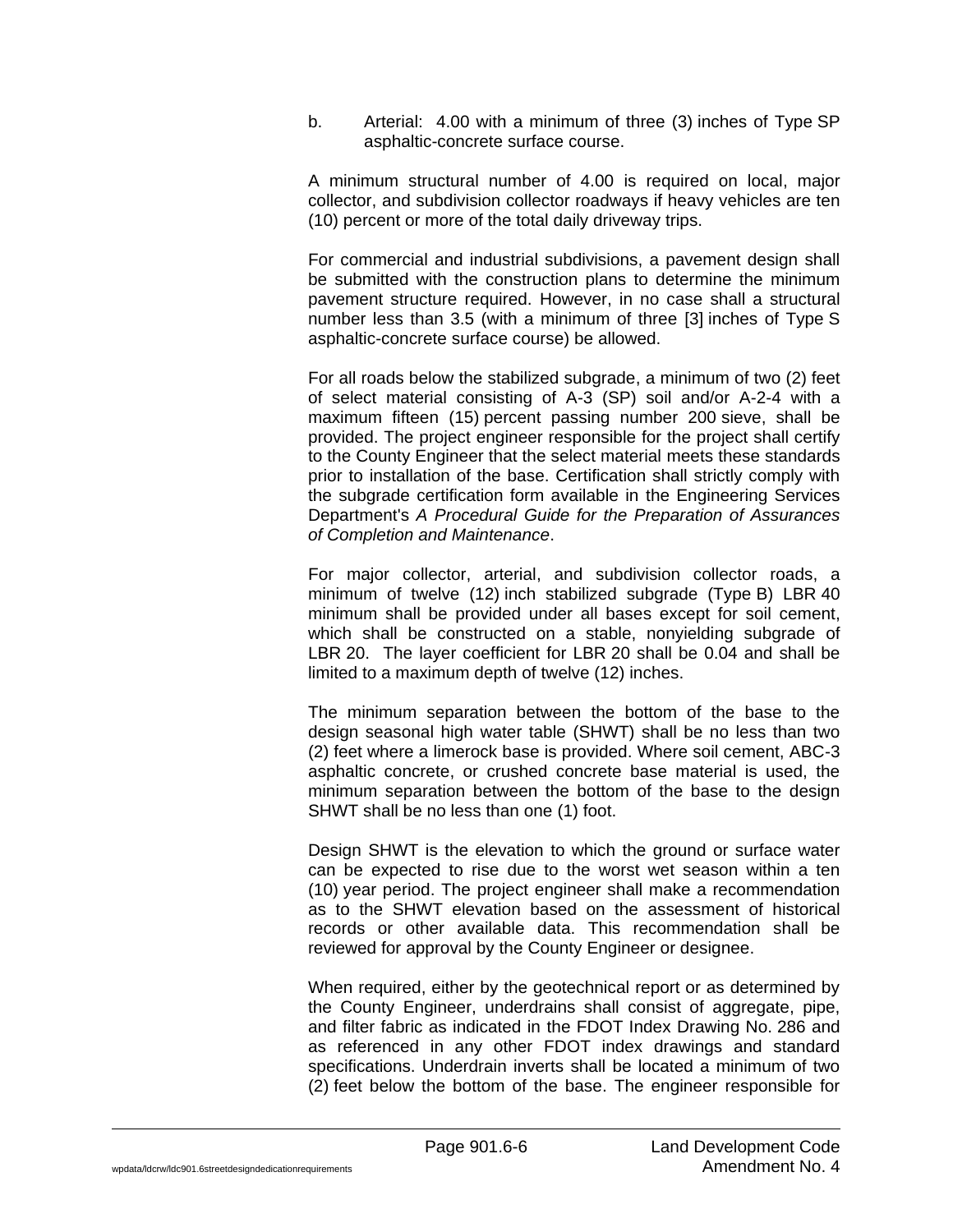b. Arterial: 4.00 with a minimum of three (3) inches of Type SP asphaltic-concrete surface course.

A minimum structural number of 4.00 is required on local, major collector, and subdivision collector roadways if heavy vehicles are ten (10) percent or more of the total daily driveway trips.

For commercial and industrial subdivisions, a pavement design shall be submitted with the construction plans to determine the minimum pavement structure required. However, in no case shall a structural number less than 3.5 (with a minimum of three [3] inches of Type S asphaltic-concrete surface course) be allowed.

For all roads below the stabilized subgrade, a minimum of two (2) feet of select material consisting of A-3 (SP) soil and/or A-2-4 with a maximum fifteen (15) percent passing number 200 sieve, shall be provided. The project engineer responsible for the project shall certify to the County Engineer that the select material meets these standards prior to installation of the base. Certification shall strictly comply with the subgrade certification form available in the Engineering Services Department's *A Procedural Guide for the Preparation of Assurances of Completion and Maintenance*.

For major collector, arterial, and subdivision collector roads, a minimum of twelve (12) inch stabilized subgrade (Type B) LBR 40 minimum shall be provided under all bases except for soil cement, which shall be constructed on a stable, nonyielding subgrade of LBR 20. The layer coefficient for LBR 20 shall be 0.04 and shall be limited to a maximum depth of twelve (12) inches.

The minimum separation between the bottom of the base to the design seasonal high water table (SHWT) shall be no less than two (2) feet where a limerock base is provided. Where soil cement, ABC-3 asphaltic concrete, or crushed concrete base material is used, the minimum separation between the bottom of the base to the design SHWT shall be no less than one (1) foot.

Design SHWT is the elevation to which the ground or surface water can be expected to rise due to the worst wet season within a ten (10) year period. The project engineer shall make a recommendation as to the SHWT elevation based on the assessment of historical records or other available data. This recommendation shall be reviewed for approval by the County Engineer or designee.

When required, either by the geotechnical report or as determined by the County Engineer, underdrains shall consist of aggregate, pipe, and filter fabric as indicated in the FDOT Index Drawing No. 286 and as referenced in any other FDOT index drawings and standard specifications. Underdrain inverts shall be located a minimum of two (2) feet below the bottom of the base. The engineer responsible for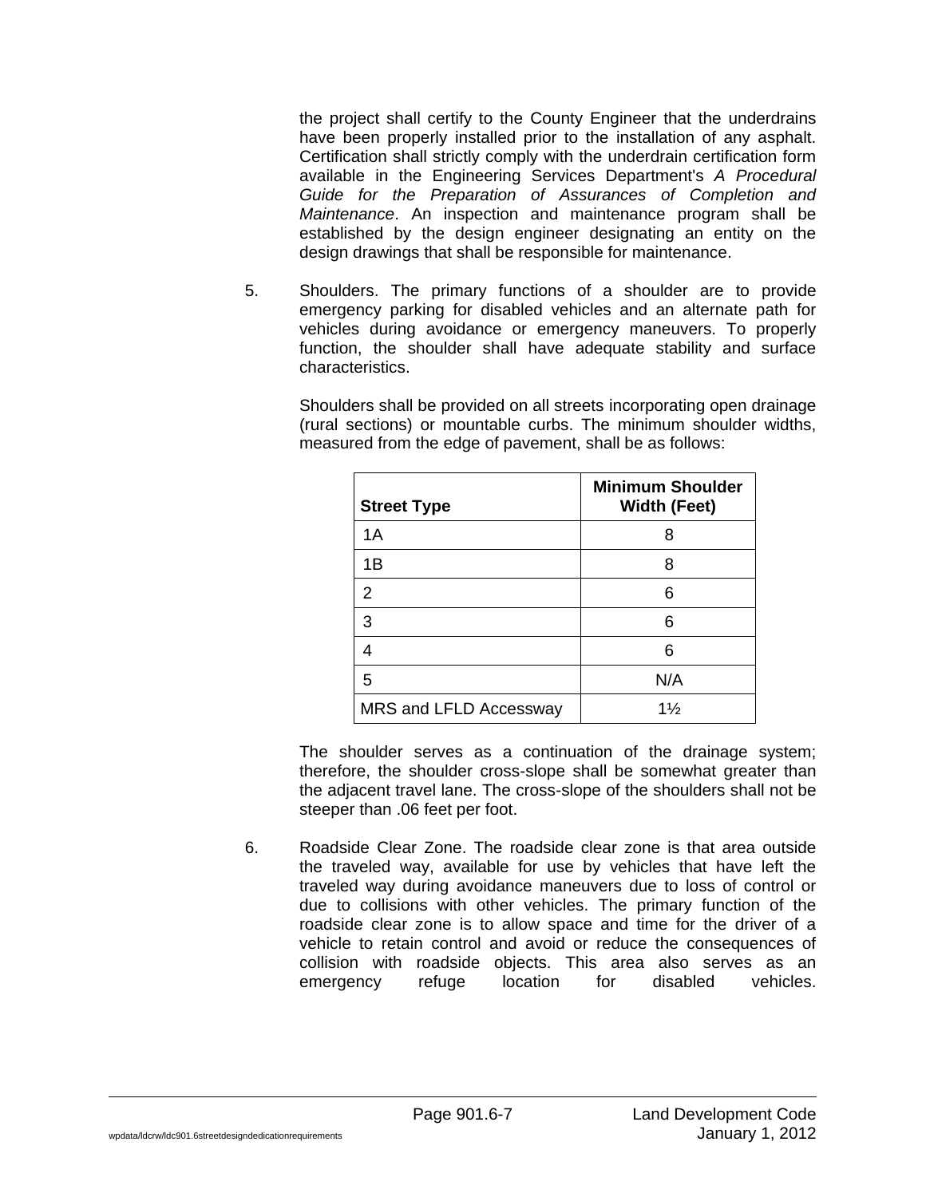the project shall certify to the County Engineer that the underdrains have been properly installed prior to the installation of any asphalt. Certification shall strictly comply with the underdrain certification form available in the Engineering Services Department's *A Procedural Guide for the Preparation of Assurances of Completion and Maintenance*. An inspection and maintenance program shall be established by the design engineer designating an entity on the design drawings that shall be responsible for maintenance.

5. Shoulders. The primary functions of a shoulder are to provide emergency parking for disabled vehicles and an alternate path for vehicles during avoidance or emergency maneuvers. To properly function, the shoulder shall have adequate stability and surface characteristics.

   Shoulders shall be provided on all streets incorporating open drainage (rural sections) or mountable curbs. The minimum shoulder widths, measured from the edge of pavement, shall be as follows:

   | Street Type | Minimum Shoulder Width (Feet) |
   |---|---|
   | 1A | 8 |
   | 1B | 8 |
   | 2 | 6 |
   | 3 | 6 |
   | 4 | 6 |
   | 5 | N/A |
   | MRS and LFLD Accessway | 1½ |

   The shoulder serves as a continuation of the drainage system; therefore, the shoulder cross-slope shall be somewhat greater than the adjacent travel lane. The cross-slope of the shoulders shall not be steeper than .06 feet per foot.

6. Roadside Clear Zone. The roadside clear zone is that area outside the traveled way, available for use by vehicles that have left the traveled way during avoidance maneuvers due to loss of control or due to collisions with other vehicles. The primary function of the roadside clear zone is to allow space and time for the driver of a vehicle to retain control and avoid or reduce the consequences of collision with roadside objects. This area also serves as an emergency refuge location for disabled vehicles.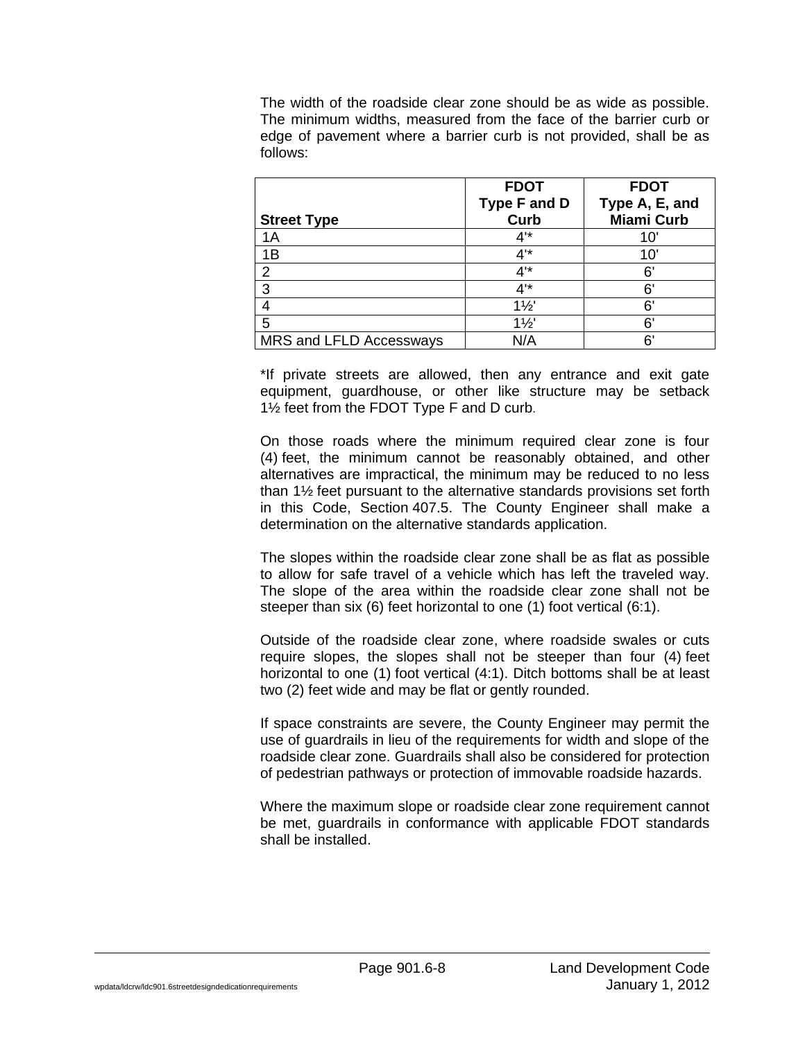The width of the roadside clear zone should be as wide as possible. The minimum widths, measured from the face of the barrier curb or edge of pavement where a barrier curb is not provided, shall be as follows:

| Street Type | FDOT Type F and D Curb | FDOT Type A, E, and Miami Curb |
|---|---|---|
| 1A | 4'* | 10' |
| 1B | 4'* | 10' |
| 2 | 4'* | 6' |
| 3 | 4'* | 6' |
| 4 | 1½' | 6' |
| 5 | 1½' | 6' |
| MRS and LFLD Accessways | N/A | 6' |

*If private streets are allowed, then any entrance and exit gate equipment, guardhouse, or other like structure may be setback 1½ feet from the FDOT Type F and D curb.

On those roads where the minimum required clear zone is four (4) feet, the minimum cannot be reasonably obtained, and other alternatives are impractical, the minimum may be reduced to no less than 1½ feet pursuant to the alternative standards provisions set forth in this Code, Section 407.5. The County Engineer shall make a determination on the alternative standards application.

The slopes within the roadside clear zone shall be as flat as possible to allow for safe travel of a vehicle which has left the traveled way. The slope of the area within the roadside clear zone shall not be steeper than six (6) feet horizontal to one (1) foot vertical (6:1).

Outside of the roadside clear zone, where roadside swales or cuts require slopes, the slopes shall not be steeper than four (4) feet horizontal to one (1) foot vertical (4:1). Ditch bottoms shall be at least two (2) feet wide and may be flat or gently rounded.

If space constraints are severe, the County Engineer may permit the use of guardrails in lieu of the requirements for width and slope of the roadside clear zone. Guardrails shall also be considered for protection of pedestrian pathways or protection of immovable roadside hazards.

Where the maximum slope or roadside clear zone requirement cannot be met, guardrails in conformance with applicable FDOT standards shall be installed.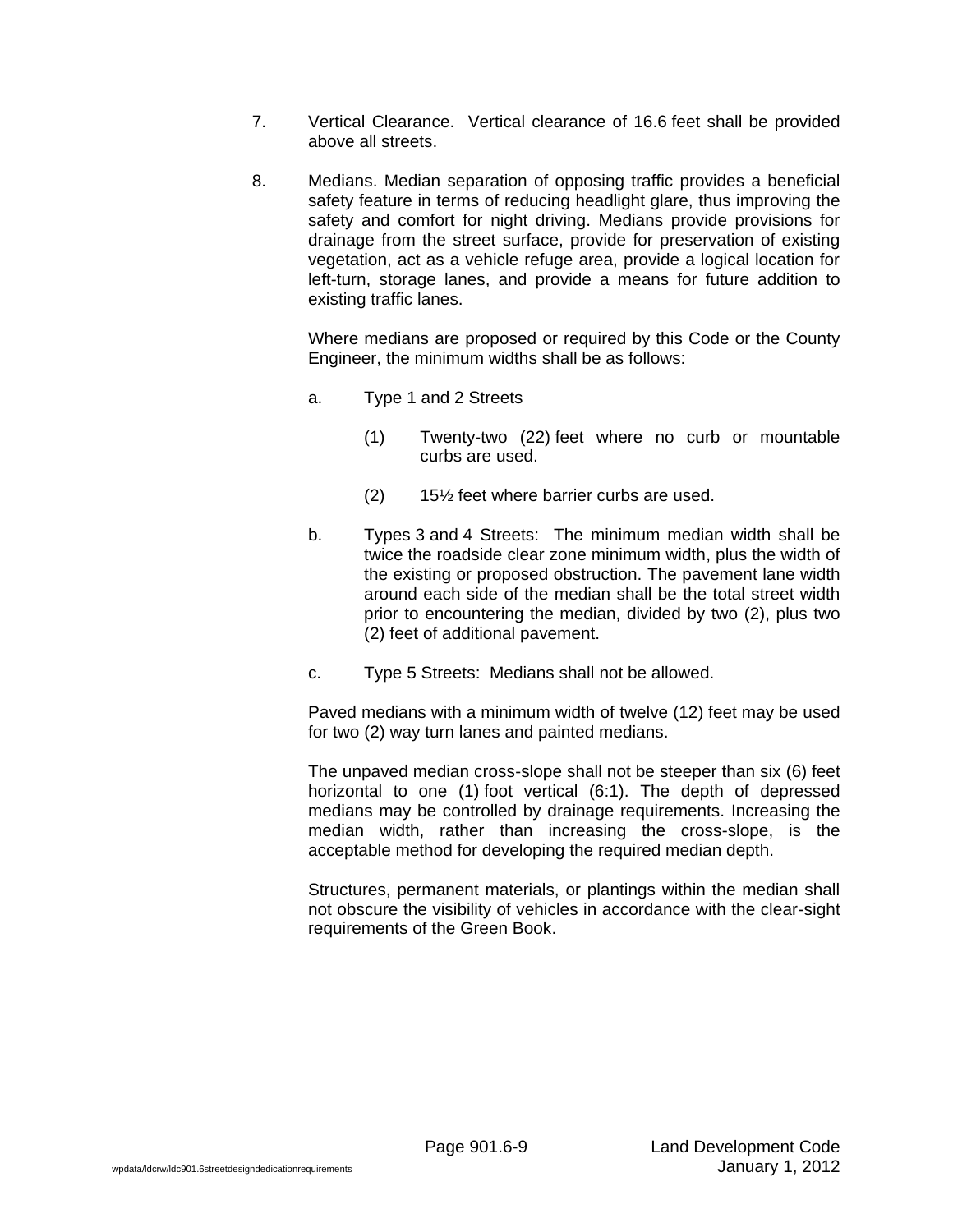7. Vertical Clearance. Vertical clearance of 16.6 feet shall be provided above all streets.

8. Medians. Median separation of opposing traffic provides a beneficial safety feature in terms of reducing headlight glare, thus improving the safety and comfort for night driving. Medians provide provisions for drainage from the street surface, provide for preservation of existing vegetation, act as a vehicle refuge area, provide a logical location for left-turn, storage lanes, and provide a means for future addition to existing traffic lanes.

   Where medians are proposed or required by this Code or the County Engineer, the minimum widths shall be as follows:

   a. Type 1 and 2 Streets

      (1) Twenty-two (22) feet where no curb or mountable curbs are used.

      (2) 15½ feet where barrier curbs are used.

   b. Types 3 and 4 Streets: The minimum median width shall be twice the roadside clear zone minimum width, plus the width of the existing or proposed obstruction. The pavement lane width around each side of the median shall be the total street width prior to encountering the median, divided by two (2), plus two (2) feet of additional pavement.

   c. Type 5 Streets: Medians shall not be allowed.

   Paved medians with a minimum width of twelve (12) feet may be used for two (2) way turn lanes and painted medians.

   The unpaved median cross-slope shall not be steeper than six (6) feet horizontal to one (1) foot vertical (6:1). The depth of depressed medians may be controlled by drainage requirements. Increasing the median width, rather than increasing the cross-slope, is the acceptable method for developing the required median depth.

   Structures, permanent materials, or plantings within the median shall not obscure the visibility of vehicles in accordance with the clear-sight requirements of the Green Book.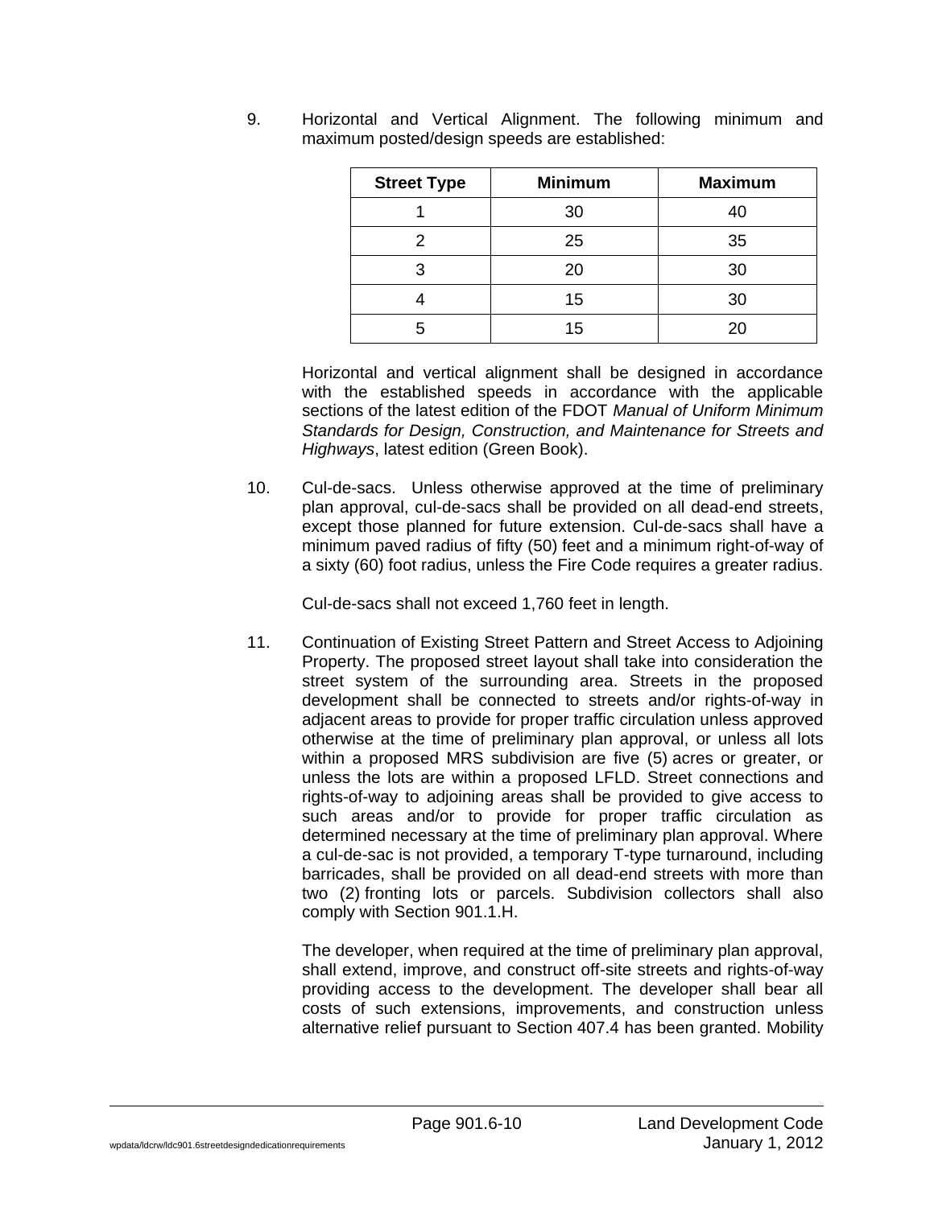9. Horizontal and Vertical Alignment. The following minimum and maximum posted/design speeds are established:

| Street Type | Minimum | Maximum |
|---|---|---|
| 1 | 30 | 40 |
| 2 | 25 | 35 |
| 3 | 20 | 30 |
| 4 | 15 | 30 |
| 5 | 15 | 20 |

Horizontal and vertical alignment shall be designed in accordance with the established speeds in accordance with the applicable sections of the latest edition of the FDOT *Manual of Uniform Minimum Standards for Design, Construction, and Maintenance for Streets and Highways*, latest edition (Green Book).

10. Cul-de-sacs. Unless otherwise approved at the time of preliminary plan approval, cul-de-sacs shall be provided on all dead-end streets, except those planned for future extension. Cul-de-sacs shall have a minimum paved radius of fifty (50) feet and a minimum right-of-way of a sixty (60) foot radius, unless the Fire Code requires a greater radius.

Cul-de-sacs shall not exceed 1,760 feet in length.

11. Continuation of Existing Street Pattern and Street Access to Adjoining Property. The proposed street layout shall take into consideration the street system of the surrounding area. Streets in the proposed development shall be connected to streets and/or rights-of-way in adjacent areas to provide for proper traffic circulation unless approved otherwise at the time of preliminary plan approval, or unless all lots within a proposed MRS subdivision are five (5) acres or greater, or unless the lots are within a proposed LFLD. Street connections and rights-of-way to adjoining areas shall be provided to give access to such areas and/or to provide for proper traffic circulation as determined necessary at the time of preliminary plan approval. Where a cul-de-sac is not provided, a temporary T-type turnaround, including barricades, shall be provided on all dead-end streets with more than two (2) fronting lots or parcels. Subdivision collectors shall also comply with Section 901.1.H.

The developer, when required at the time of preliminary plan approval, shall extend, improve, and construct off-site streets and rights-of-way providing access to the development. The developer shall bear all costs of such extensions, improvements, and construction unless alternative relief pursuant to Section 407.4 has been granted. Mobility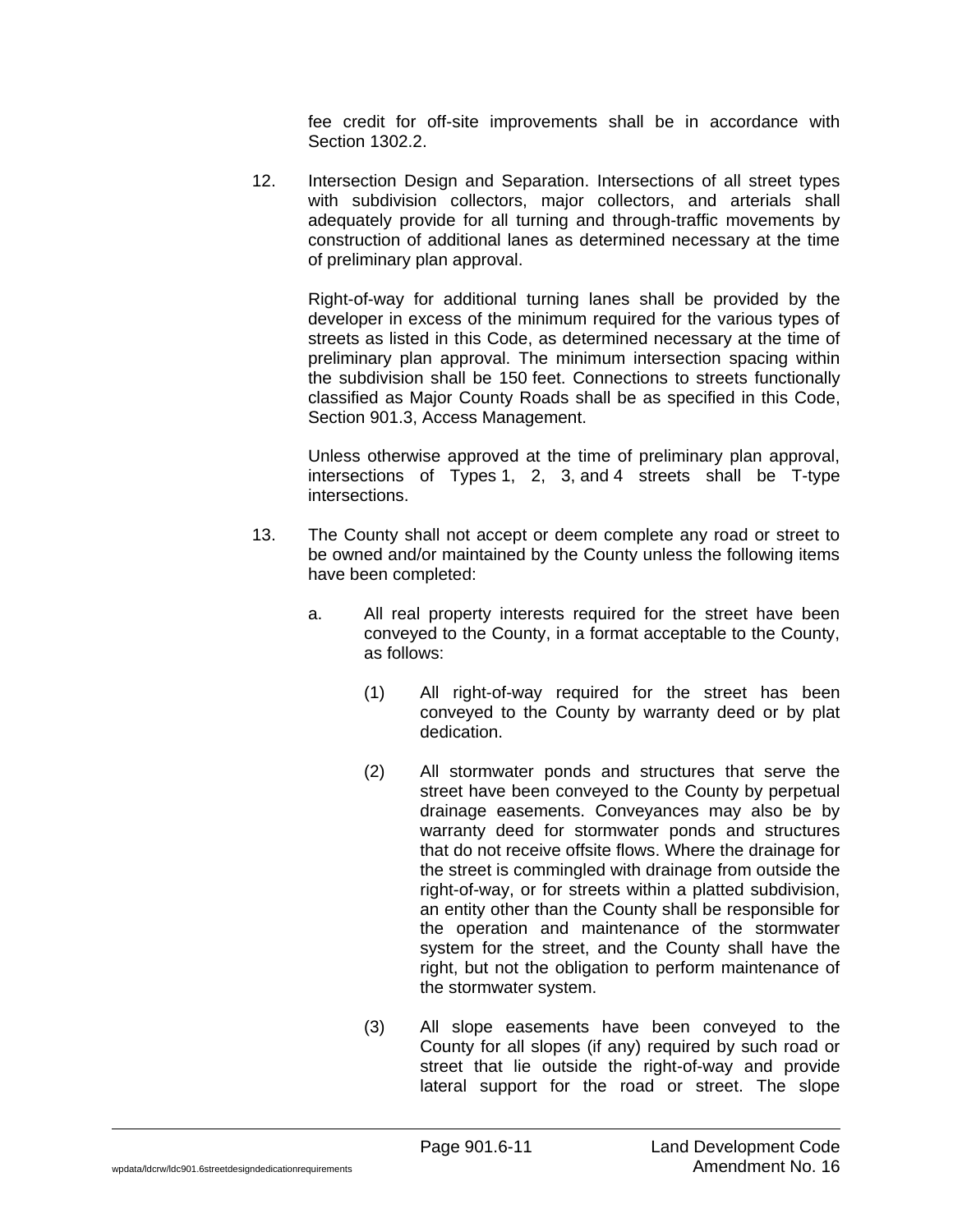fee credit for off-site improvements shall be in accordance with Section 1302.2.

12. Intersection Design and Separation. Intersections of all street types with subdivision collectors, major collectors, and arterials shall adequately provide for all turning and through-traffic movements by construction of additional lanes as determined necessary at the time of preliminary plan approval.

    Right-of-way for additional turning lanes shall be provided by the developer in excess of the minimum required for the various types of streets as listed in this Code, as determined necessary at the time of preliminary plan approval. The minimum intersection spacing within the subdivision shall be 150 feet. Connections to streets functionally classified as Major County Roads shall be as specified in this Code, Section 901.3, Access Management.

    Unless otherwise approved at the time of preliminary plan approval, intersections of Types 1, 2, 3, and 4 streets shall be T-type intersections.

13. The County shall not accept or deem complete any road or street to be owned and/or maintained by the County unless the following items have been completed:

    a. All real property interests required for the street have been conveyed to the County, in a format acceptable to the County, as follows:

        (1) All right-of-way required for the street has been conveyed to the County by warranty deed or by plat dedication.

        (2) All stormwater ponds and structures that serve the street have been conveyed to the County by perpetual drainage easements. Conveyances may also be by warranty deed for stormwater ponds and structures that do not receive offsite flows. Where the drainage for the street is commingled with drainage from outside the right-of-way, or for streets within a platted subdivision, an entity other than the County shall be responsible for the operation and maintenance of the stormwater system for the street, and the County shall have the right, but not the obligation to perform maintenance of the stormwater system.

        (3) All slope easements have been conveyed to the County for all slopes (if any) required by such road or street that lie outside the right-of-way and provide lateral support for the road or street. The slope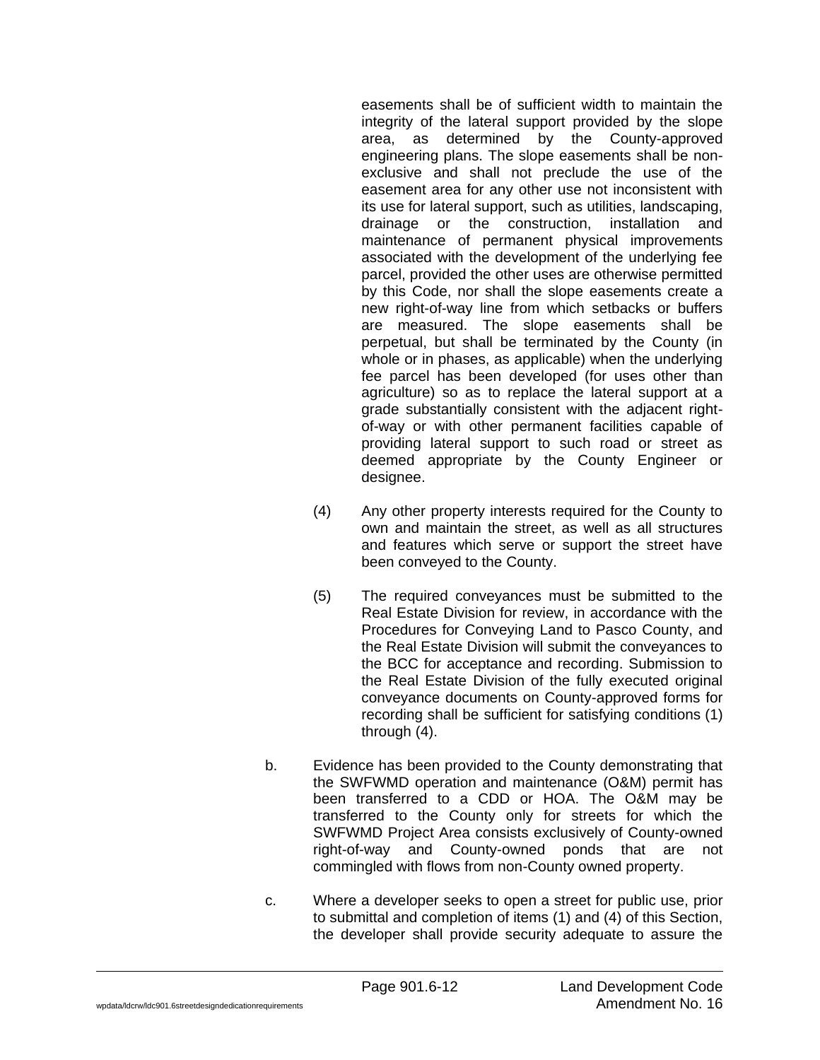easements shall be of sufficient width to maintain the integrity of the lateral support provided by the slope area, as determined by the County-approved engineering plans. The slope easements shall be non-exclusive and shall not preclude the use of the easement area for any other use not inconsistent with its use for lateral support, such as utilities, landscaping, drainage or the construction, installation and maintenance of permanent physical improvements associated with the development of the underlying fee parcel, provided the other uses are otherwise permitted by this Code, nor shall the slope easements create a new right-of-way line from which setbacks or buffers are measured. The slope easements shall be perpetual, but shall be terminated by the County (in whole or in phases, as applicable) when the underlying fee parcel has been developed (for uses other than agriculture) so as to replace the lateral support at a grade substantially consistent with the adjacent right-of-way or with other permanent facilities capable of providing lateral support to such road or street as deemed appropriate by the County Engineer or designee.

(4) Any other property interests required for the County to own and maintain the street, as well as all structures and features which serve or support the street have been conveyed to the County.

(5) The required conveyances must be submitted to the Real Estate Division for review, in accordance with the Procedures for Conveying Land to Pasco County, and the Real Estate Division will submit the conveyances to the BCC for acceptance and recording. Submission to the Real Estate Division of the fully executed original conveyance documents on County-approved forms for recording shall be sufficient for satisfying conditions (1) through (4).

b. Evidence has been provided to the County demonstrating that the SWFWMD operation and maintenance (O&M) permit has been transferred to a CDD or HOA. The O&M may be transferred to the County only for streets for which the SWFWMD Project Area consists exclusively of County-owned right-of-way and County-owned ponds that are not commingled with flows from non-County owned property.

c. Where a developer seeks to open a street for public use, prior to submittal and completion of items (1) and (4) of this Section, the developer shall provide security adequate to assure the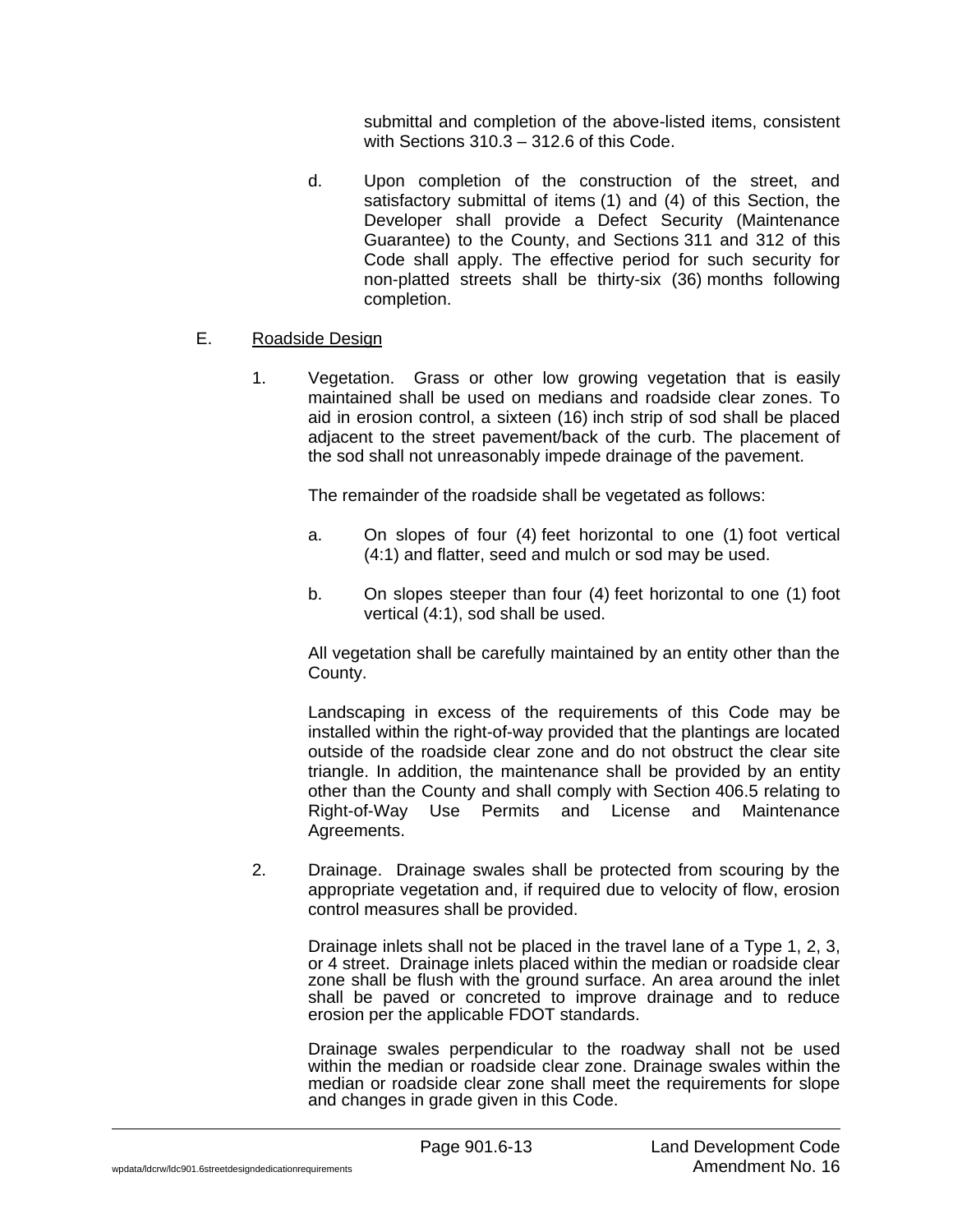submittal and completion of the above-listed items, consistent with Sections 310.3 – 312.6 of this Code.

d. Upon completion of the construction of the street, and satisfactory submittal of items (1) and (4) of this Section, the Developer shall provide a Defect Security (Maintenance Guarantee) to the County, and Sections 311 and 312 of this Code shall apply. The effective period for such security for non-platted streets shall be thirty-six (36) months following completion.

E. <u>Roadside Design</u>

1. Vegetation. Grass or other low growing vegetation that is easily maintained shall be used on medians and roadside clear zones. To aid in erosion control, a sixteen (16) inch strip of sod shall be placed adjacent to the street pavement/back of the curb. The placement of the sod shall not unreasonably impede drainage of the pavement.

   The remainder of the roadside shall be vegetated as follows:

   a. On slopes of four (4) feet horizontal to one (1) foot vertical (4:1) and flatter, seed and mulch or sod may be used.

   b. On slopes steeper than four (4) feet horizontal to one (1) foot vertical (4:1), sod shall be used.

   All vegetation shall be carefully maintained by an entity other than the County.

   Landscaping in excess of the requirements of this Code may be installed within the right-of-way provided that the plantings are located outside of the roadside clear zone and do not obstruct the clear site triangle. In addition, the maintenance shall be provided by an entity other than the County and shall comply with Section 406.5 relating to Right-of-Way Use Permits and License and Maintenance Agreements.

2. Drainage. Drainage swales shall be protected from scouring by the appropriate vegetation and, if required due to velocity of flow, erosion control measures shall be provided.

   Drainage inlets shall not be placed in the travel lane of a Type 1, 2, 3, or 4 street. Drainage inlets placed within the median or roadside clear zone shall be flush with the ground surface. An area around the inlet shall be paved or concreted to improve drainage and to reduce erosion per the applicable FDOT standards.

   Drainage swales perpendicular to the roadway shall not be used within the median or roadside clear zone. Drainage swales within the median or roadside clear zone shall meet the requirements for slope and changes in grade given in this Code.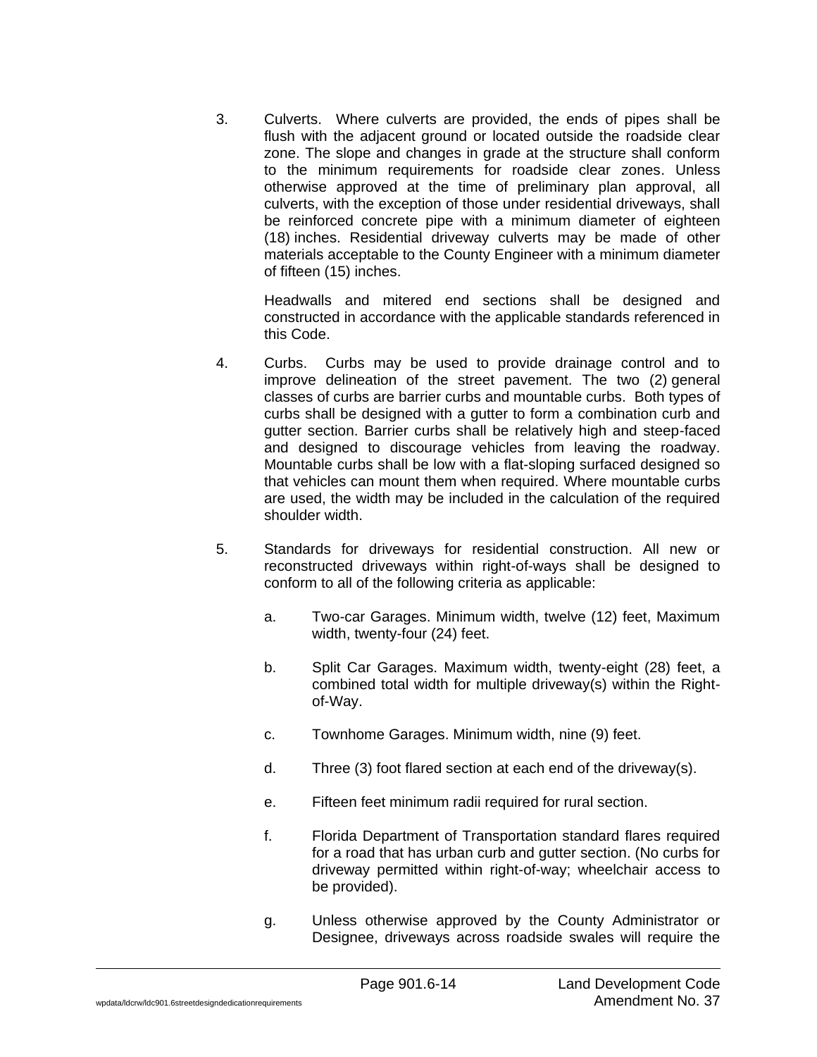3. Culverts. Where culverts are provided, the ends of pipes shall be flush with the adjacent ground or located outside the roadside clear zone. The slope and changes in grade at the structure shall conform to the minimum requirements for roadside clear zones. Unless otherwise approved at the time of preliminary plan approval, all culverts, with the exception of those under residential driveways, shall be reinforced concrete pipe with a minimum diameter of eighteen (18) inches. Residential driveway culverts may be made of other materials acceptable to the County Engineer with a minimum diameter of fifteen (15) inches.

   Headwalls and mitered end sections shall be designed and constructed in accordance with the applicable standards referenced in this Code.

4. Curbs. Curbs may be used to provide drainage control and to improve delineation of the street pavement. The two (2) general classes of curbs are barrier curbs and mountable curbs. Both types of curbs shall be designed with a gutter to form a combination curb and gutter section. Barrier curbs shall be relatively high and steep-faced and designed to discourage vehicles from leaving the roadway. Mountable curbs shall be low with a flat-sloping surfaced designed so that vehicles can mount them when required. Where mountable curbs are used, the width may be included in the calculation of the required shoulder width.

5. Standards for driveways for residential construction. All new or reconstructed driveways within right-of-ways shall be designed to conform to all of the following criteria as applicable:

   a. Two-car Garages. Minimum width, twelve (12) feet, Maximum width, twenty-four (24) feet.

   b. Split Car Garages. Maximum width, twenty-eight (28) feet, a combined total width for multiple driveway(s) within the Right-of-Way.

   c. Townhome Garages. Minimum width, nine (9) feet.

   d. Three (3) foot flared section at each end of the driveway(s).

   e. Fifteen feet minimum radii required for rural section.

   f. Florida Department of Transportation standard flares required for a road that has urban curb and gutter section. (No curbs for driveway permitted within right-of-way; wheelchair access to be provided).

   g. Unless otherwise approved by the County Administrator or Designee, driveways across roadside swales will require the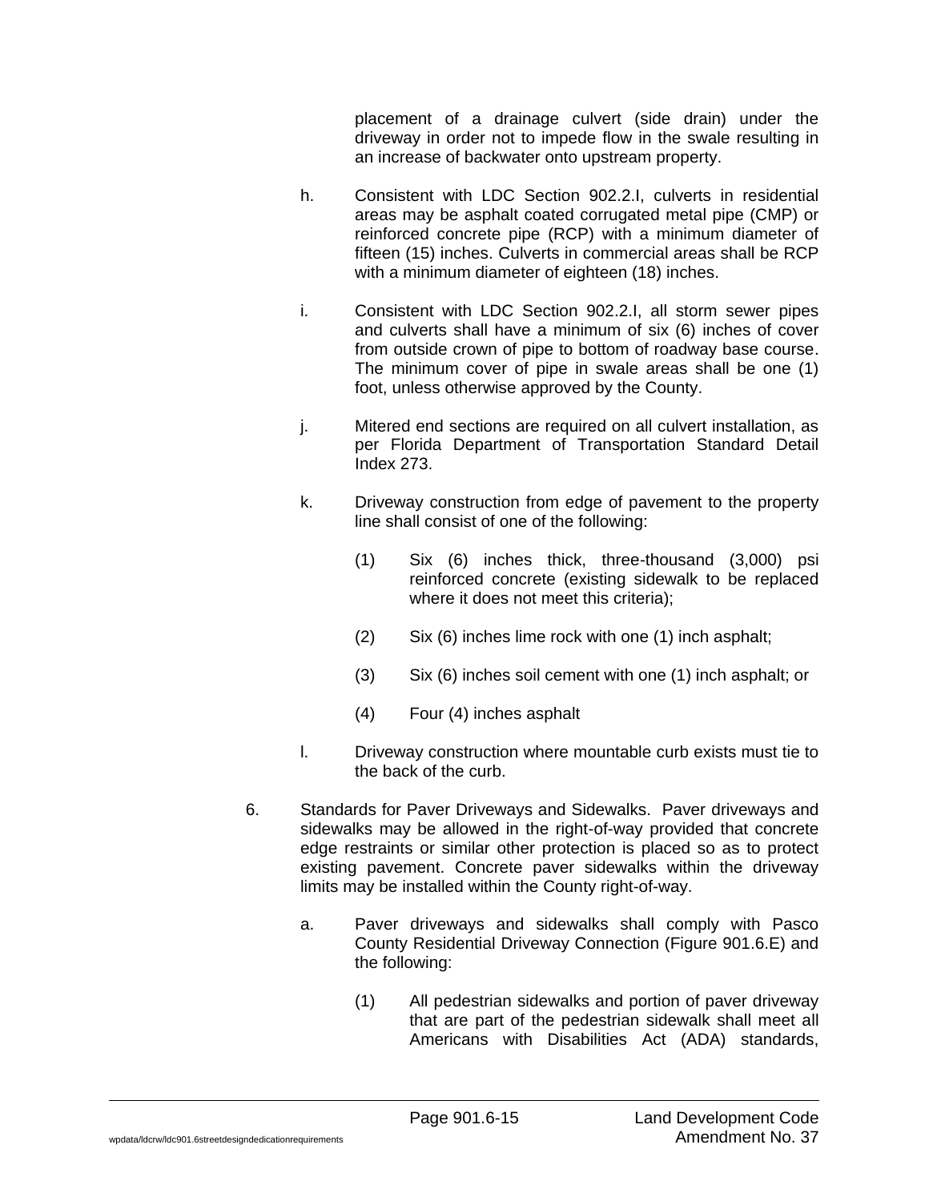placement of a drainage culvert (side drain) under the driveway in order not to impede flow in the swale resulting in an increase of backwater onto upstream property.

h. Consistent with LDC Section 902.2.I, culverts in residential areas may be asphalt coated corrugated metal pipe (CMP) or reinforced concrete pipe (RCP) with a minimum diameter of fifteen (15) inches. Culverts in commercial areas shall be RCP with a minimum diameter of eighteen (18) inches.

i. Consistent with LDC Section 902.2.I, all storm sewer pipes and culverts shall have a minimum of six (6) inches of cover from outside crown of pipe to bottom of roadway base course. The minimum cover of pipe in swale areas shall be one (1) foot, unless otherwise approved by the County.

j. Mitered end sections are required on all culvert installation, as per Florida Department of Transportation Standard Detail Index 273.

k. Driveway construction from edge of pavement to the property line shall consist of one of the following:

   (1) Six (6) inches thick, three-thousand (3,000) psi reinforced concrete (existing sidewalk to be replaced where it does not meet this criteria);

   (2) Six (6) inches lime rock with one (1) inch asphalt;

   (3) Six (6) inches soil cement with one (1) inch asphalt; or

   (4) Four (4) inches asphalt

l. Driveway construction where mountable curb exists must tie to the back of the curb.

6. Standards for Paver Driveways and Sidewalks. Paver driveways and sidewalks may be allowed in the right-of-way provided that concrete edge restraints or similar other protection is placed so as to protect existing pavement. Concrete paver sidewalks within the driveway limits may be installed within the County right-of-way.

   a. Paver driveways and sidewalks shall comply with Pasco County Residential Driveway Connection (Figure 901.6.E) and the following:

      (1) All pedestrian sidewalks and portion of paver driveway that are part of the pedestrian sidewalk shall meet all Americans with Disabilities Act (ADA) standards,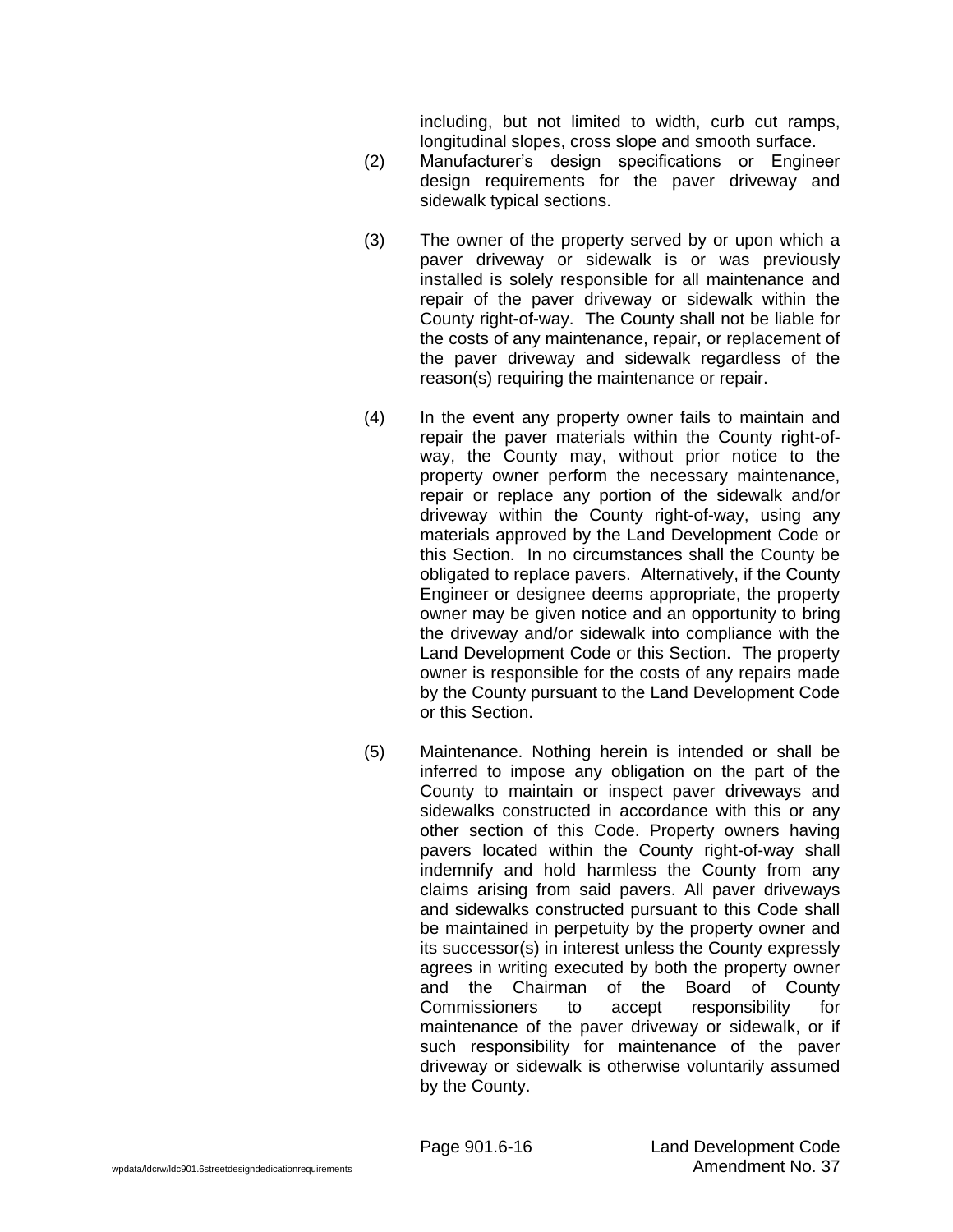including, but not limited to width, curb cut ramps, longitudinal slopes, cross slope and smooth surface.

(2) Manufacturer's design specifications or Engineer design requirements for the paver driveway and sidewalk typical sections.

(3) The owner of the property served by or upon which a paver driveway or sidewalk is or was previously installed is solely responsible for all maintenance and repair of the paver driveway or sidewalk within the County right-of-way. The County shall not be liable for the costs of any maintenance, repair, or replacement of the paver driveway and sidewalk regardless of the reason(s) requiring the maintenance or repair.

(4) In the event any property owner fails to maintain and repair the paver materials within the County right-of-way, the County may, without prior notice to the property owner perform the necessary maintenance, repair or replace any portion of the sidewalk and/or driveway within the County right-of-way, using any materials approved by the Land Development Code or this Section. In no circumstances shall the County be obligated to replace pavers. Alternatively, if the County Engineer or designee deems appropriate, the property owner may be given notice and an opportunity to bring the driveway and/or sidewalk into compliance with the Land Development Code or this Section. The property owner is responsible for the costs of any repairs made by the County pursuant to the Land Development Code or this Section.

(5) Maintenance. Nothing herein is intended or shall be inferred to impose any obligation on the part of the County to maintain or inspect paver driveways and sidewalks constructed in accordance with this or any other section of this Code. Property owners having pavers located within the County right-of-way shall indemnify and hold harmless the County from any claims arising from said pavers. All paver driveways and sidewalks constructed pursuant to this Code shall be maintained in perpetuity by the property owner and its successor(s) in interest unless the County expressly agrees in writing executed by both the property owner and the Chairman of the Board of County Commissioners to accept responsibility for maintenance of the paver driveway or sidewalk, or if such responsibility for maintenance of the paver driveway or sidewalk is otherwise voluntarily assumed by the County.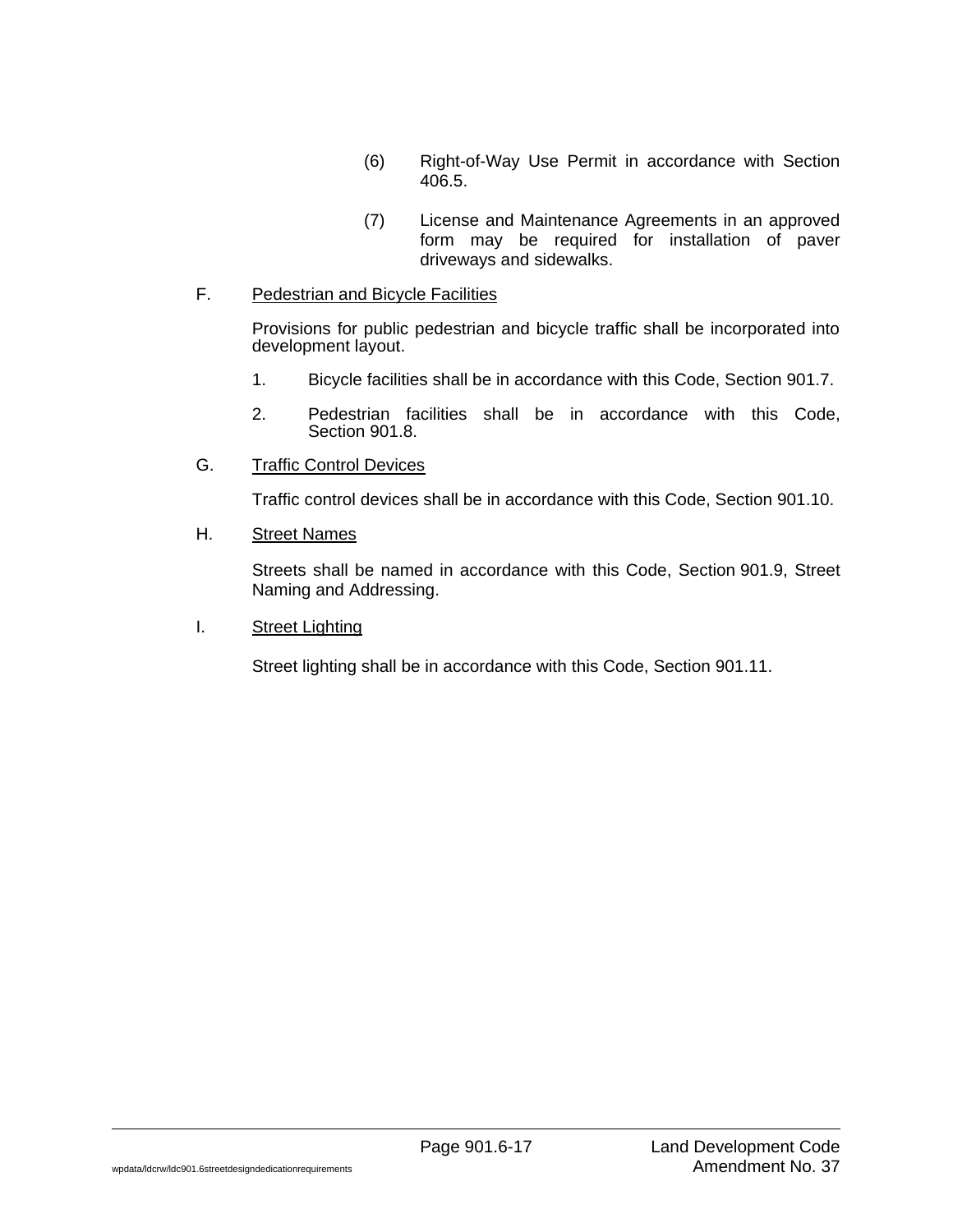(6) Right-of-Way Use Permit in accordance with Section 406.5.

(7) License and Maintenance Agreements in an approved form may be required for installation of paver driveways and sidewalks.

F. <u>Pedestrian and Bicycle Facilities</u>

Provisions for public pedestrian and bicycle traffic shall be incorporated into development layout.

1. Bicycle facilities shall be in accordance with this Code, Section 901.7.

2. Pedestrian facilities shall be in accordance with this Code, Section 901.8.

G. <u>Traffic Control Devices</u>

Traffic control devices shall be in accordance with this Code, Section 901.10.

H. <u>Street Names</u>

Streets shall be named in accordance with this Code, Section 901.9, Street Naming and Addressing.

I. <u>Street Lighting</u>

Street lighting shall be in accordance with this Code, Section 901.11.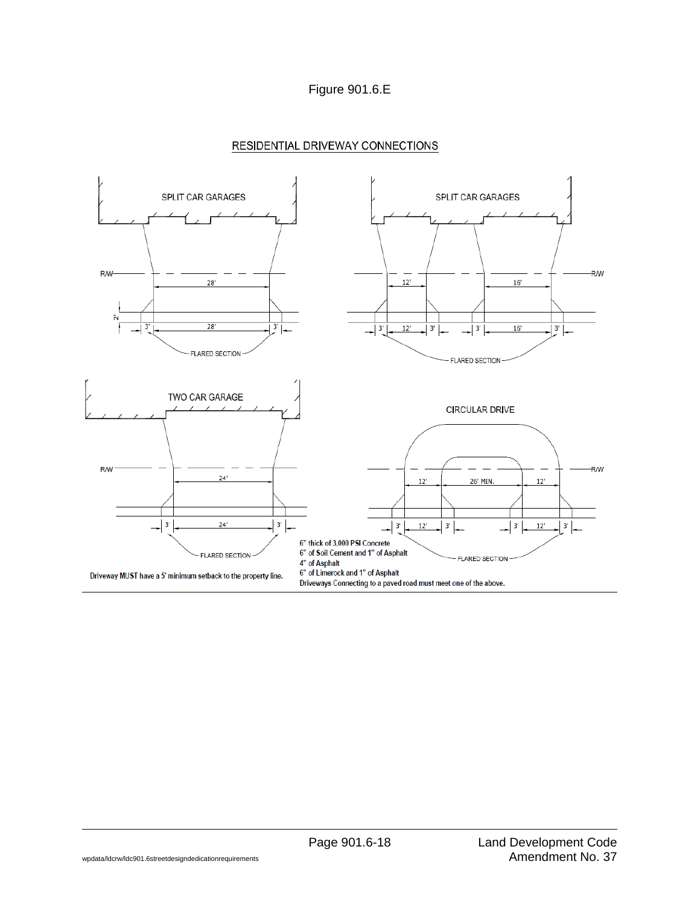Figure 901.6.E

RESIDENTIAL DRIVEWAY CONNECTIONS

SPLIT CAR GARAGES

R/W

28'

2'

3' 28' 3'

FLARED SECTION

SPLIT CAR GARAGES

R/W

12' 16'

3' 12' 3' 3' 16' 3'

FLARED SECTION

TWO CAR GARAGE

R/W

24'

3' 24' 3'

FLARED SECTION

CIRCULAR DRIVE

R/W

12' 26' MIN. 12'

3' 12' 3' 3' 12' 3'

FLARED SECTION

Driveway MUST have a 5' minimum setback to the property line.

6" thick of 3,000 PSI Concrete
6" of Soil Cement and 1" of Asphalt
4" of Asphalt
6" of Limerock and 1" of Asphalt
Driveways Connecting to a paved road must meet one of the above.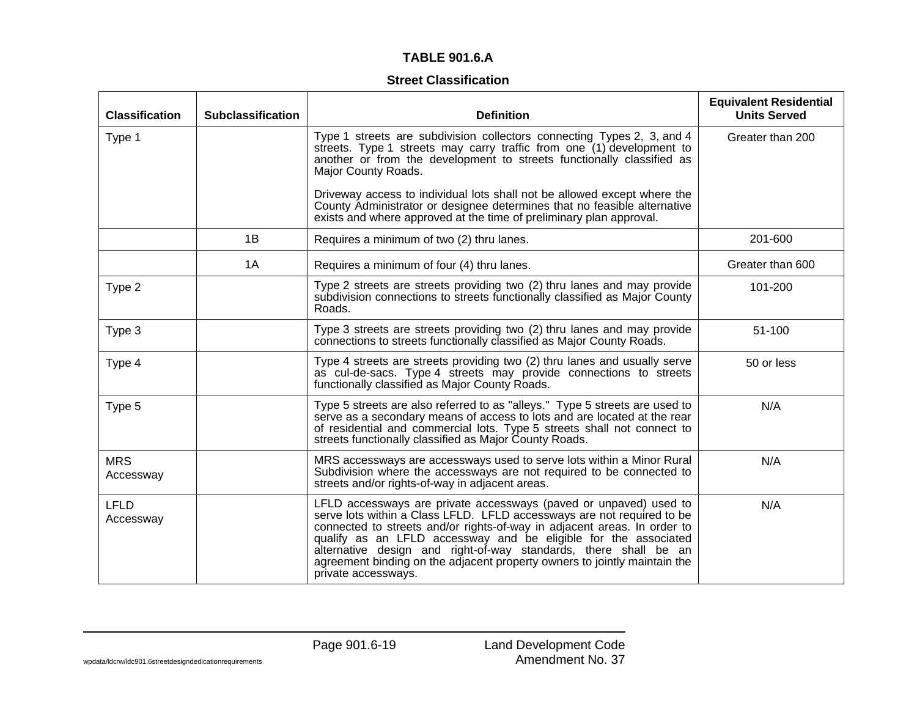**TABLE 901.6.A**

**Street Classification**

| Classification | Subclassification | Definition | Equivalent Residential Units Served |
|---|---|---|---|
| Type 1 | | Type 1 streets are subdivision collectors connecting Types 2, 3, and 4 streets. Type 1 streets may carry traffic from one (1) development to another or from the development to streets functionally classified as Major County Roads.<br><br>Driveway access to individual lots shall not be allowed except where the County Administrator or designee determines that no feasible alternative exists and where approved at the time of preliminary plan approval. | Greater than 200 |
| | 1B | Requires a minimum of two (2) thru lanes. | 201-600 |
| | 1A | Requires a minimum of four (4) thru lanes. | Greater than 600 |
| Type 2 | | Type 2 streets are streets providing two (2) thru lanes and may provide subdivision connections to streets functionally classified as Major County Roads. | 101-200 |
| Type 3 | | Type 3 streets are streets providing two (2) thru lanes and may provide connections to streets functionally classified as Major County Roads. | 51-100 |
| Type 4 | | Type 4 streets are streets providing two (2) thru lanes and usually serve as cul-de-sacs. Type 4 streets may provide connections to streets functionally classified as Major County Roads. | 50 or less |
| Type 5 | | Type 5 streets are also referred to as "alleys." Type 5 streets are used to serve as a secondary means of access to lots and are located at the rear of residential and commercial lots. Type 5 streets shall not connect to streets functionally classified as Major County Roads. | N/A |
| MRS Accessway | | MRS accessways are accessways used to serve lots within a Minor Rural Subdivision where the accessways are not required to be connected to streets and/or rights-of-way in adjacent areas. | N/A |
| LFLD Accessway | | LFLD accessways are private accessways (paved or unpaved) used to serve lots within a Class LFLD. LFLD accessways are not required to be connected to streets and/or rights-of-way in adjacent areas. In order to qualify as an LFLD accessway and be eligible for the associated alternative design and right-of-way standards, there shall be an agreement binding on the adjacent property owners to jointly maintain the private accessways. | N/A |